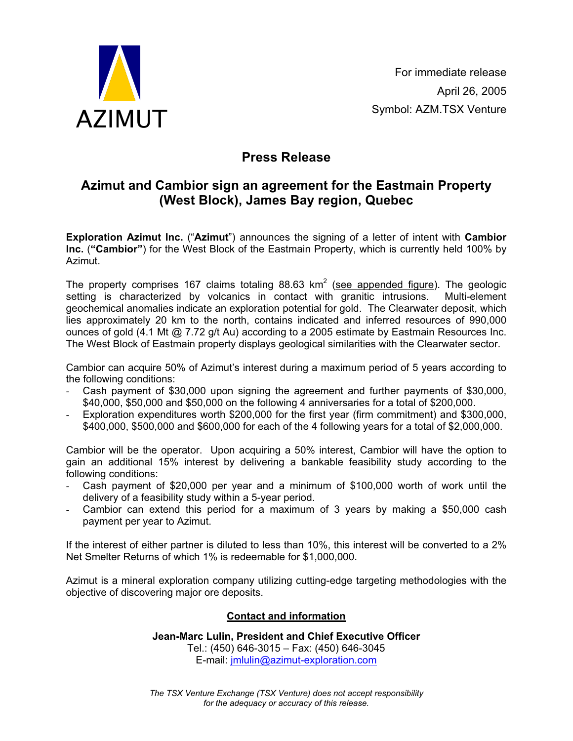AZIMUT

For immediate release
April 26, 2005
Symbol: AZM.TSX Venture

# Press Release

## Azimut and Cambior sign an agreement for the Eastmain Property (West Block), James Bay region, Quebec

**Exploration Azimut Inc.** (“**Azimut**”) announces the signing of a letter of intent with **Cambior Inc.** (**“Cambior”**) for the West Block of the Eastmain Property, which is currently held 100% by Azimut.

The property comprises 167 claims totaling 88.63 km$^2$ (see appended figure). The geologic setting is characterized by volcanics in contact with granitic intrusions. Multi-element geochemical anomalies indicate an exploration potential for gold. The Clearwater deposit, which lies approximately 20 km to the north, contains indicated and inferred resources of 990,000 ounces of gold (4.1 Mt @ 7.72 g/t Au) according to a 2005 estimate by Eastmain Resources Inc. The West Block of Eastmain property displays geological similarities with the Clearwater sector.

Cambior can acquire 50% of Azimut’s interest during a maximum period of 5 years according to the following conditions:

- Cash payment of $30,000 upon signing the agreement and further payments of $30,000, $40,000, $50,000 and $50,000 on the following 4 anniversaries for a total of $200,000.
- Exploration expenditures worth $200,000 for the first year (firm commitment) and $300,000, $400,000, $500,000 and $600,000 for each of the 4 following years for a total of $2,000,000.

Cambior will be the operator. Upon acquiring a 50% interest, Cambior will have the option to gain an additional 15% interest by delivering a bankable feasibility study according to the following conditions:

- Cash payment of $20,000 per year and a minimum of $100,000 worth of work until the delivery of a feasibility study within a 5-year period.
- Cambior can extend this period for a maximum of 3 years by making a $50,000 cash payment per year to Azimut.

If the interest of either partner is diluted to less than 10%, this interest will be converted to a 2% Net Smelter Returns of which 1% is redeemable for $1,000,000.

Azimut is a mineral exploration company utilizing cutting-edge targeting methodologies with the objective of discovering major ore deposits.

**Contact and information**

**Jean-Marc Lulin, President and Chief Executive Officer**
Tel.: (450) 646-3015 – Fax: (450) 646-3045
E-mail: jmlulin@azimut-exploration.com

*The TSX Venture Exchange (TSX Venture) does not accept responsibility for the adequacy or accuracy of this release.*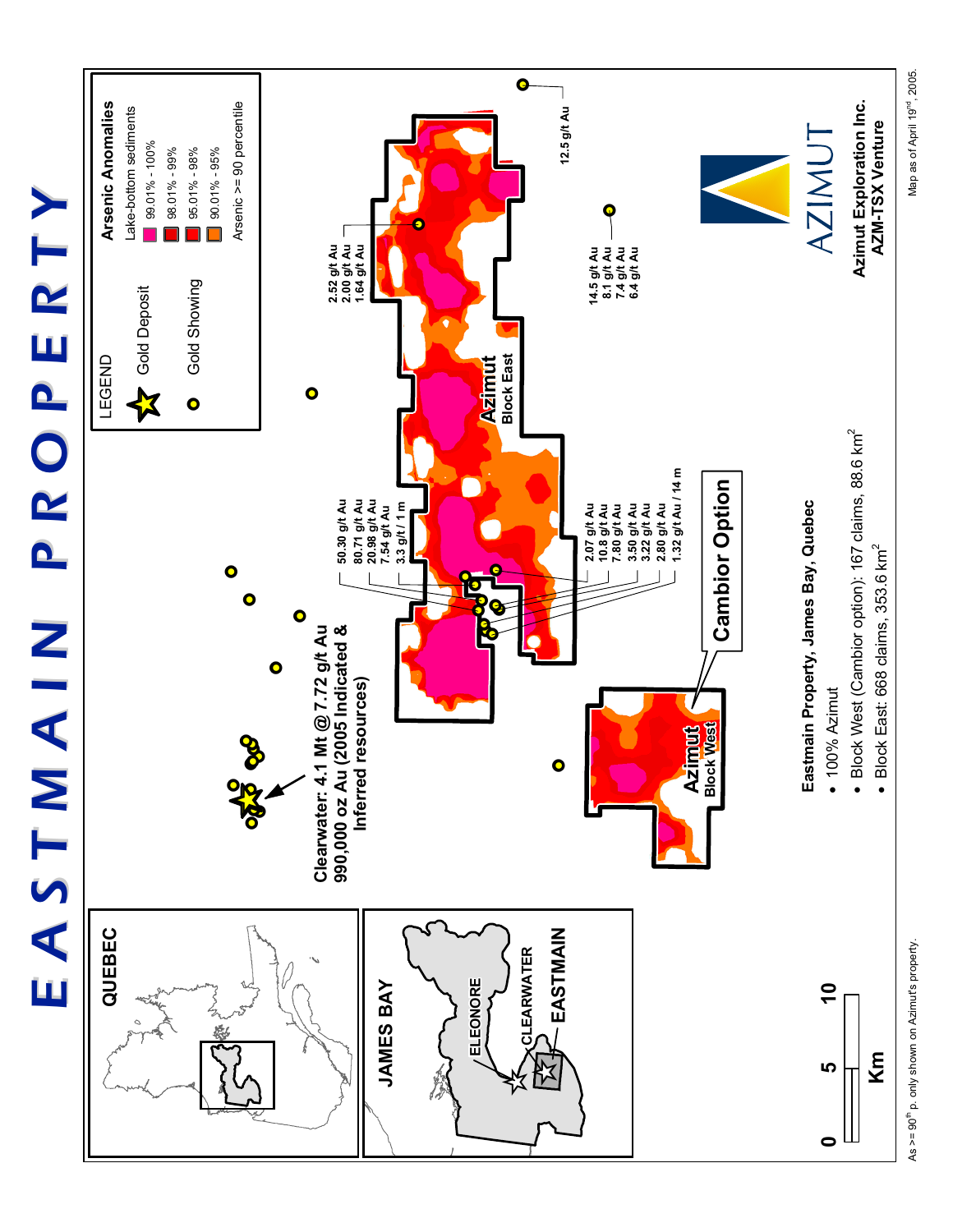# EASTMAIN PROPERTY

LEGEND

Gold Deposit

Gold Showing

Arsenic Anomalies

Lake-bottom sediments

99.01% - 100%

98.01% - 99%

95.01% - 98%

90.01% - 95%

Arsenic >= 90 percentile

QUEBEC

JAMES BAY

ELEONORE

CLEARWATER

EASTMAIN

Clearwater: 4.1 Mt @ 7.72 g/t Au 990,000 oz Au (2005 Indicated & Inferred resources)

50.30 g/t Au
80.71 g/t Au
20.98 g/t Au
7.54 g/t Au
3.3 g/t / 1 m

2.07 g/t Au
10.8 g/t Au
7.80 g/t Au
3.50 g/t Au
3.22 g/t Au
2.80 g/t Au
1.32 g/t Au / 14 m

2.52 g/t Au
2.00 g/t Au
1.64 g/t Au

14.5 g/t Au
8.1 g/t Au
7.4 g/t Au
6.4 g/t Au

12.5 g/t Au

Azimut Block East

Azimut Block West

Cambior Option

Eastmain Property, James Bay, Quebec

- 100% Azimut
- Block West (Cambior option): 167 claims, 88.6 $km^2$
- Block East: 668 claims, 353.6 $km^2$

AZIMUT

Azimut Exploration Inc.
AZM-TSX Venture

0 5 10
Km

As >= 90th p. only shown on Azimut's property.

Map as of April 19nd, 2005.